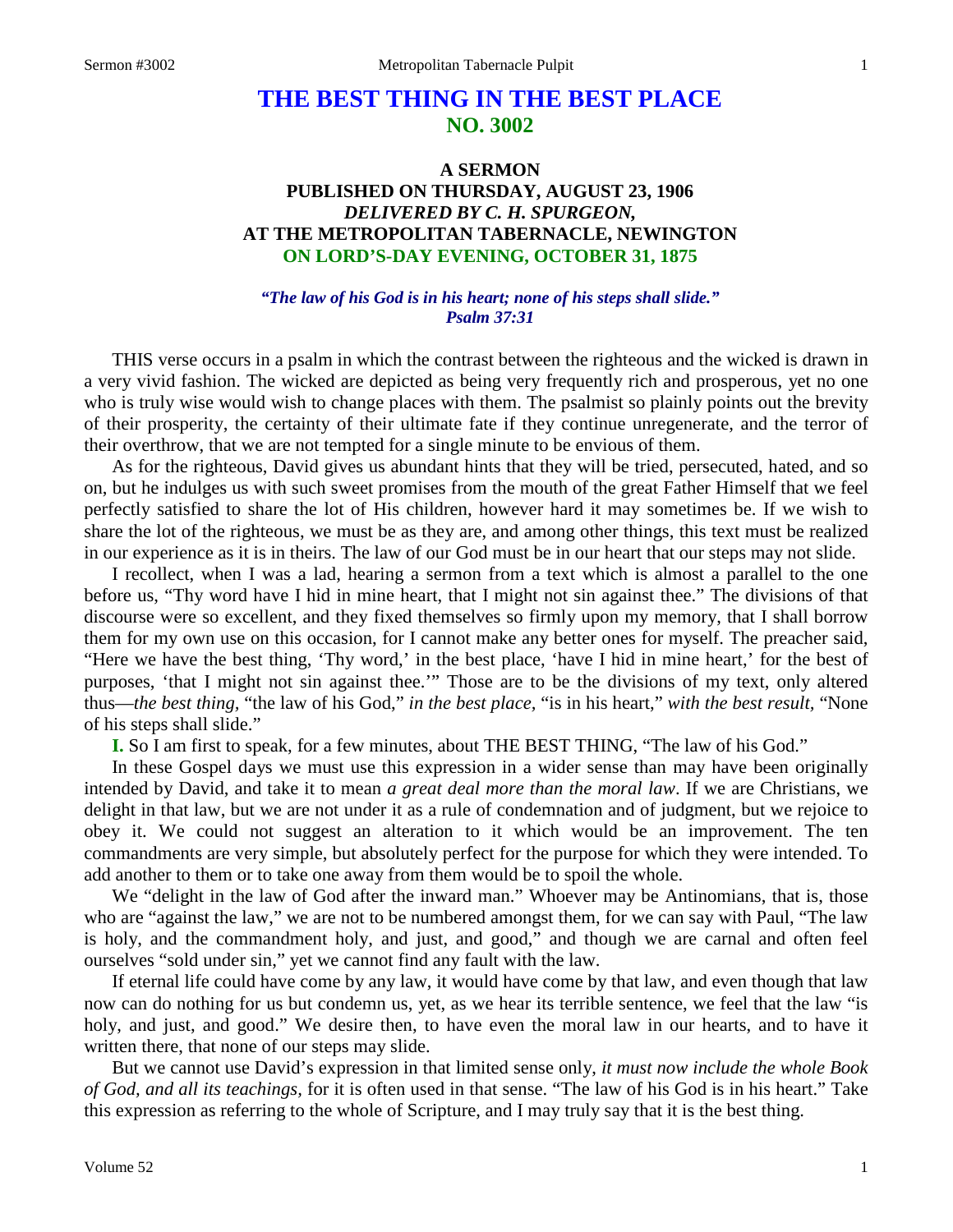# THE BEST THING IN THE BEST PLACE
## NO. 3002

### A SERMON
### PUBLISHED ON THURSDAY, AUGUST 23, 1906
### *DELIVERED BY C. H. SPURGEON,*
### AT THE METROPOLITAN TABERNACLE, NEWINGTON
### ON LORD'S-DAY EVENING, OCTOBER 31, 1875

*"The law of his God is in his heart; none of his steps shall slide."*
*Psalm 37:31*

THIS verse occurs in a psalm in which the contrast between the righteous and the wicked is drawn in a very vivid fashion. The wicked are depicted as being very frequently rich and prosperous, yet no one who is truly wise would wish to change places with them. The psalmist so plainly points out the brevity of their prosperity, the certainty of their ultimate fate if they continue unregenerate, and the terror of their overthrow, that we are not tempted for a single minute to be envious of them.

As for the righteous, David gives us abundant hints that they will be tried, persecuted, hated, and so on, but he indulges us with such sweet promises from the mouth of the great Father Himself that we feel perfectly satisfied to share the lot of His children, however hard it may sometimes be. If we wish to share the lot of the righteous, we must be as they are, and among other things, this text must be realized in our experience as it is in theirs. The law of our God must be in our heart that our steps may not slide.

I recollect, when I was a lad, hearing a sermon from a text which is almost a parallel to the one before us, "Thy word have I hid in mine heart, that I might not sin against thee." The divisions of that discourse were so excellent, and they fixed themselves so firmly upon my memory, that I shall borrow them for my own use on this occasion, for I cannot make any better ones for myself. The preacher said, "Here we have the best thing, 'Thy word,' in the best place, 'have I hid in mine heart,' for the best of purposes, 'that I might not sin against thee.'" Those are to be the divisions of my text, only altered thus—*the best thing,* "the law of his God," *in the best place,* "is in his heart," *with the best result,* "None of his steps shall slide."

**I.** So I am first to speak, for a few minutes, about THE BEST THING, "The law of his God."

In these Gospel days we must use this expression in a wider sense than may have been originally intended by David, and take it to mean *a great deal more than the moral law*. If we are Christians, we delight in that law, but we are not under it as a rule of condemnation and of judgment, but we rejoice to obey it. We could not suggest an alteration to it which would be an improvement. The ten commandments are very simple, but absolutely perfect for the purpose for which they were intended. To add another to them or to take one away from them would be to spoil the whole.

We "delight in the law of God after the inward man." Whoever may be Antinomians, that is, those who are "against the law," we are not to be numbered amongst them, for we can say with Paul, "The law is holy, and the commandment holy, and just, and good," and though we are carnal and often feel ourselves "sold under sin," yet we cannot find any fault with the law.

If eternal life could have come by any law, it would have come by that law, and even though that law now can do nothing for us but condemn us, yet, as we hear its terrible sentence, we feel that the law "is holy, and just, and good." We desire then, to have even the moral law in our hearts, and to have it written there, that none of our steps may slide.

But we cannot use David's expression in that limited sense only, *it must now include the whole Book of God, and all its teachings,* for it is often used in that sense. "The law of his God is in his heart." Take this expression as referring to the whole of Scripture, and I may truly say that it is the best thing.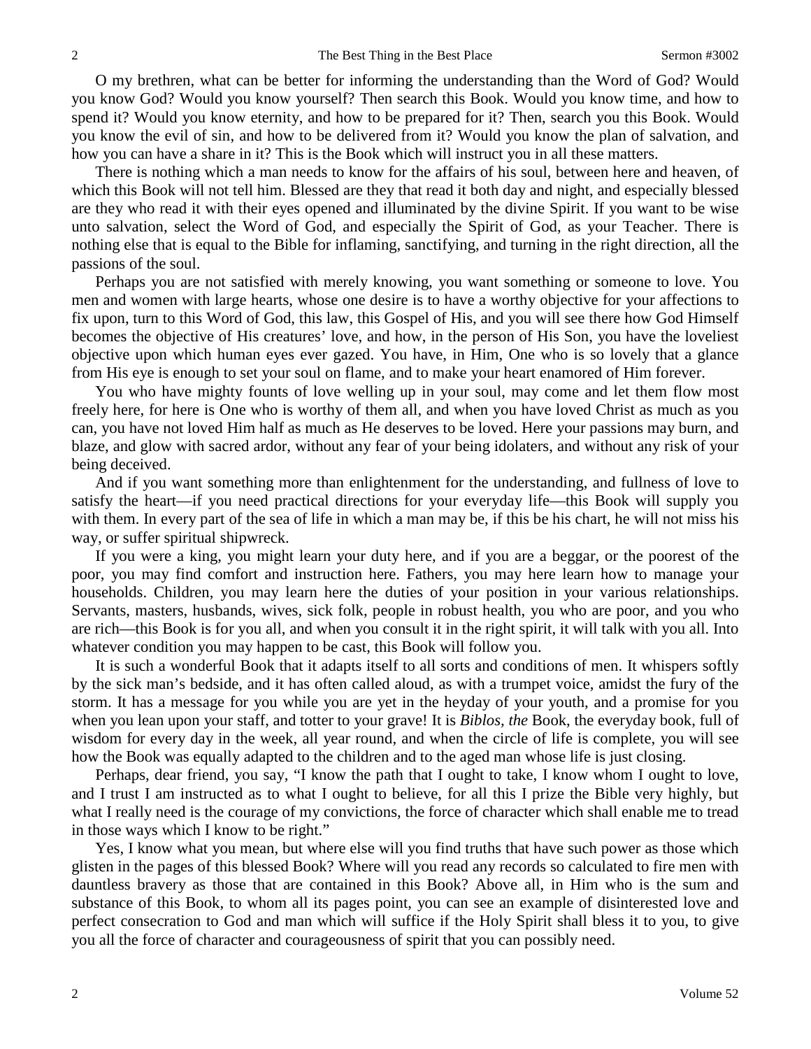O my brethren, what can be better for informing the understanding than the Word of God? Would you know God? Would you know yourself? Then search this Book. Would you know time, and how to spend it? Would you know eternity, and how to be prepared for it? Then, search you this Book. Would you know the evil of sin, and how to be delivered from it? Would you know the plan of salvation, and how you can have a share in it? This is the Book which will instruct you in all these matters.

There is nothing which a man needs to know for the affairs of his soul, between here and heaven, of which this Book will not tell him. Blessed are they that read it both day and night, and especially blessed are they who read it with their eyes opened and illuminated by the divine Spirit. If you want to be wise unto salvation, select the Word of God, and especially the Spirit of God, as your Teacher. There is nothing else that is equal to the Bible for inflaming, sanctifying, and turning in the right direction, all the passions of the soul.

Perhaps you are not satisfied with merely knowing, you want something or someone to love. You men and women with large hearts, whose one desire is to have a worthy objective for your affections to fix upon, turn to this Word of God, this law, this Gospel of His, and you will see there how God Himself becomes the objective of His creatures' love, and how, in the person of His Son, you have the loveliest objective upon which human eyes ever gazed. You have, in Him, One who is so lovely that a glance from His eye is enough to set your soul on flame, and to make your heart enamored of Him forever.

You who have mighty founts of love welling up in your soul, may come and let them flow most freely here, for here is One who is worthy of them all, and when you have loved Christ as much as you can, you have not loved Him half as much as He deserves to be loved. Here your passions may burn, and blaze, and glow with sacred ardor, without any fear of your being idolaters, and without any risk of your being deceived.

And if you want something more than enlightenment for the understanding, and fullness of love to satisfy the heart—if you need practical directions for your everyday life—this Book will supply you with them. In every part of the sea of life in which a man may be, if this be his chart, he will not miss his way, or suffer spiritual shipwreck.

If you were a king, you might learn your duty here, and if you are a beggar, or the poorest of the poor, you may find comfort and instruction here. Fathers, you may here learn how to manage your households. Children, you may learn here the duties of your position in your various relationships. Servants, masters, husbands, wives, sick folk, people in robust health, you who are poor, and you who are rich—this Book is for you all, and when you consult it in the right spirit, it will talk with you all. Into whatever condition you may happen to be cast, this Book will follow you.

It is such a wonderful Book that it adapts itself to all sorts and conditions of men. It whispers softly by the sick man's bedside, and it has often called aloud, as with a trumpet voice, amidst the fury of the storm. It has a message for you while you are yet in the heyday of your youth, and a promise for you when you lean upon your staff, and totter to your grave! It is *Biblos*, *the* Book, the everyday book, full of wisdom for every day in the week, all year round, and when the circle of life is complete, you will see how the Book was equally adapted to the children and to the aged man whose life is just closing.

Perhaps, dear friend, you say, "I know the path that I ought to take, I know whom I ought to love, and I trust I am instructed as to what I ought to believe, for all this I prize the Bible very highly, but what I really need is the courage of my convictions, the force of character which shall enable me to tread in those ways which I know to be right."

Yes, I know what you mean, but where else will you find truths that have such power as those which glisten in the pages of this blessed Book? Where will you read any records so calculated to fire men with dauntless bravery as those that are contained in this Book? Above all, in Him who is the sum and substance of this Book, to whom all its pages point, you can see an example of disinterested love and perfect consecration to God and man which will suffice if the Holy Spirit shall bless it to you, to give you all the force of character and courageousness of spirit that you can possibly need.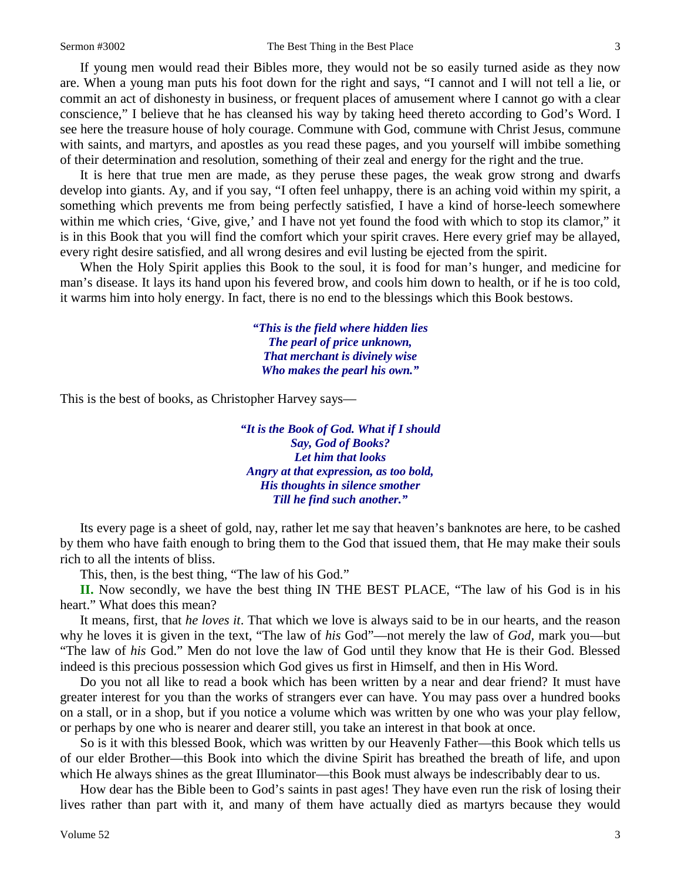If young men would read their Bibles more, they would not be so easily turned aside as they now are. When a young man puts his foot down for the right and says, "I cannot and I will not tell a lie, or commit an act of dishonesty in business, or frequent places of amusement where I cannot go with a clear conscience," I believe that he has cleansed his way by taking heed thereto according to God's Word. I see here the treasure house of holy courage. Commune with God, commune with Christ Jesus, commune with saints, and martyrs, and apostles as you read these pages, and you yourself will imbibe something of their determination and resolution, something of their zeal and energy for the right and the true.

It is here that true men are made, as they peruse these pages, the weak grow strong and dwarfs develop into giants. Ay, and if you say, "I often feel unhappy, there is an aching void within my spirit, a something which prevents me from being perfectly satisfied, I have a kind of horse-leech somewhere within me which cries, 'Give, give,' and I have not yet found the food with which to stop its clamor," it is in this Book that you will find the comfort which your spirit craves. Here every grief may be allayed, every right desire satisfied, and all wrong desires and evil lusting be ejected from the spirit.

When the Holy Spirit applies this Book to the soul, it is food for man's hunger, and medicine for man's disease. It lays its hand upon his fevered brow, and cools him down to health, or if he is too cold, it warms him into holy energy. In fact, there is no end to the blessings which this Book bestows.

> ***"This is the field where hidden lies***
> ***The pearl of price unknown,***
> ***That merchant is divinely wise***
> ***Who makes the pearl his own."***

This is the best of books, as Christopher Harvey says—

> ***"It is the Book of God. What if I should***
> ***Say, God of Books?***
> ***Let him that looks***
> ***Angry at that expression, as too bold,***
> ***His thoughts in silence smother***
> ***Till he find such another."***

Its every page is a sheet of gold, nay, rather let me say that heaven's banknotes are here, to be cashed by them who have faith enough to bring them to the God that issued them, that He may make their souls rich to all the intents of bliss.

This, then, is the best thing, "The law of his God."

**II.** Now secondly, we have the best thing IN THE BEST PLACE, "The law of his God is in his heart." What does this mean?

It means, first, that *he loves it*. That which we love is always said to be in our hearts, and the reason why he loves it is given in the text, "The law of *his* God"—not merely the law of *God,* mark you—but "The law of *his* God." Men do not love the law of God until they know that He is their God. Blessed indeed is this precious possession which God gives us first in Himself, and then in His Word.

Do you not all like to read a book which has been written by a near and dear friend? It must have greater interest for you than the works of strangers ever can have. You may pass over a hundred books on a stall, or in a shop, but if you notice a volume which was written by one who was your play fellow, or perhaps by one who is nearer and dearer still, you take an interest in that book at once.

So is it with this blessed Book, which was written by our Heavenly Father—this Book which tells us of our elder Brother—this Book into which the divine Spirit has breathed the breath of life, and upon which He always shines as the great Illuminator—this Book must always be indescribably dear to us.

How dear has the Bible been to God's saints in past ages! They have even run the risk of losing their lives rather than part with it, and many of them have actually died as martyrs because they would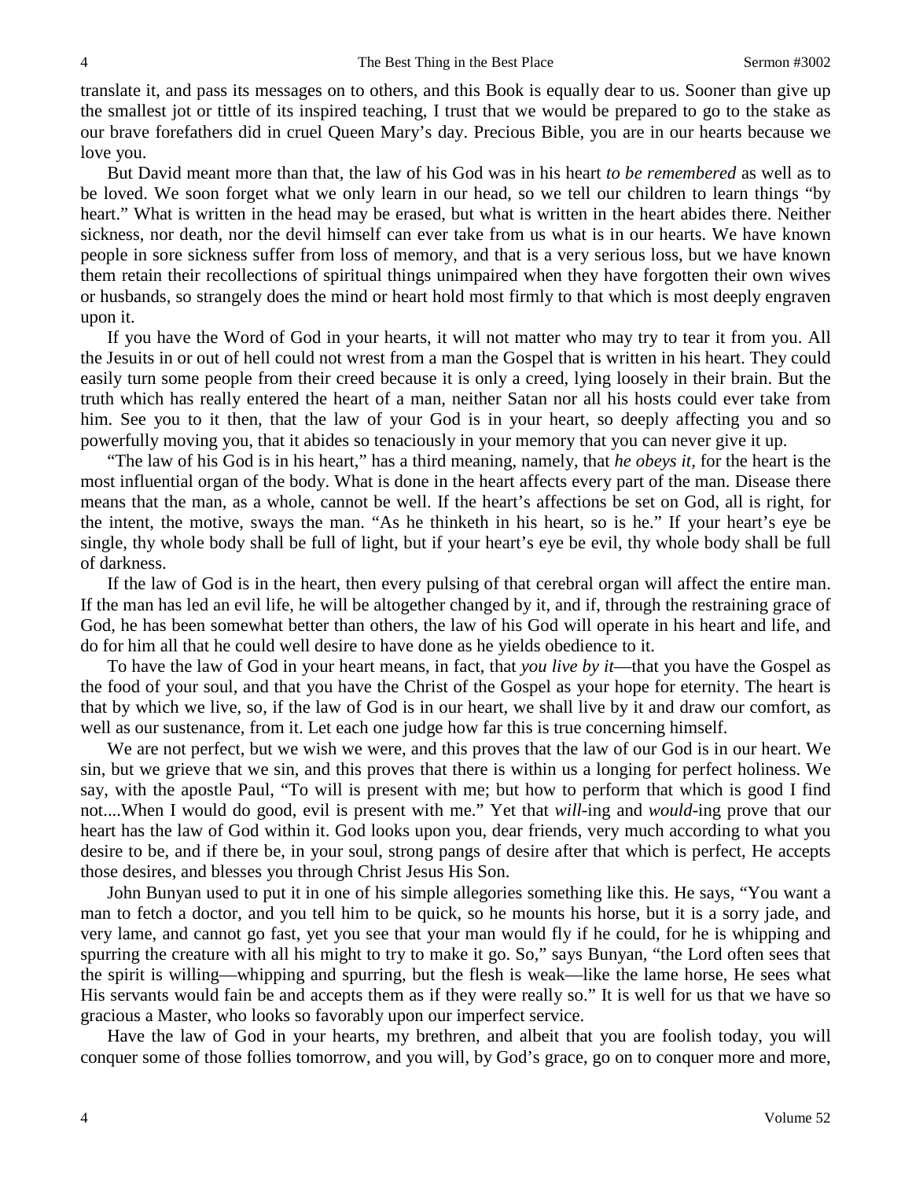translate it, and pass its messages on to others, and this Book is equally dear to us. Sooner than give up the smallest jot or tittle of its inspired teaching, I trust that we would be prepared to go to the stake as our brave forefathers did in cruel Queen Mary's day. Precious Bible, you are in our hearts because we love you.

But David meant more than that, the law of his God was in his heart *to be remembered* as well as to be loved. We soon forget what we only learn in our head, so we tell our children to learn things "by heart." What is written in the head may be erased, but what is written in the heart abides there. Neither sickness, nor death, nor the devil himself can ever take from us what is in our hearts. We have known people in sore sickness suffer from loss of memory, and that is a very serious loss, but we have known them retain their recollections of spiritual things unimpaired when they have forgotten their own wives or husbands, so strangely does the mind or heart hold most firmly to that which is most deeply engraven upon it.

If you have the Word of God in your hearts, it will not matter who may try to tear it from you. All the Jesuits in or out of hell could not wrest from a man the Gospel that is written in his heart. They could easily turn some people from their creed because it is only a creed, lying loosely in their brain. But the truth which has really entered the heart of a man, neither Satan nor all his hosts could ever take from him. See you to it then, that the law of your God is in your heart, so deeply affecting you and so powerfully moving you, that it abides so tenaciously in your memory that you can never give it up.

"The law of his God is in his heart," has a third meaning, namely, that *he obeys it,* for the heart is the most influential organ of the body. What is done in the heart affects every part of the man. Disease there means that the man, as a whole, cannot be well. If the heart's affections be set on God, all is right, for the intent, the motive, sways the man. "As he thinketh in his heart, so is he." If your heart's eye be single, thy whole body shall be full of light, but if your heart's eye be evil, thy whole body shall be full of darkness.

If the law of God is in the heart, then every pulsing of that cerebral organ will affect the entire man. If the man has led an evil life, he will be altogether changed by it, and if, through the restraining grace of God, he has been somewhat better than others, the law of his God will operate in his heart and life, and do for him all that he could well desire to have done as he yields obedience to it.

To have the law of God in your heart means, in fact, that *you live by it*—that you have the Gospel as the food of your soul, and that you have the Christ of the Gospel as your hope for eternity. The heart is that by which we live, so, if the law of God is in our heart, we shall live by it and draw our comfort, as well as our sustenance, from it. Let each one judge how far this is true concerning himself.

We are not perfect, but we wish we were, and this proves that the law of our God is in our heart. We sin, but we grieve that we sin, and this proves that there is within us a longing for perfect holiness. We say, with the apostle Paul, "To will is present with me; but how to perform that which is good I find not....When I would do good, evil is present with me." Yet that *will*-ing and *would*-ing prove that our heart has the law of God within it. God looks upon you, dear friends, very much according to what you desire to be, and if there be, in your soul, strong pangs of desire after that which is perfect, He accepts those desires, and blesses you through Christ Jesus His Son.

John Bunyan used to put it in one of his simple allegories something like this. He says, "You want a man to fetch a doctor, and you tell him to be quick, so he mounts his horse, but it is a sorry jade, and very lame, and cannot go fast, yet you see that your man would fly if he could, for he is whipping and spurring the creature with all his might to try to make it go. So," says Bunyan, "the Lord often sees that the spirit is willing—whipping and spurring, but the flesh is weak—like the lame horse, He sees what His servants would fain be and accepts them as if they were really so." It is well for us that we have so gracious a Master, who looks so favorably upon our imperfect service.

Have the law of God in your hearts, my brethren, and albeit that you are foolish today, you will conquer some of those follies tomorrow, and you will, by God's grace, go on to conquer more and more,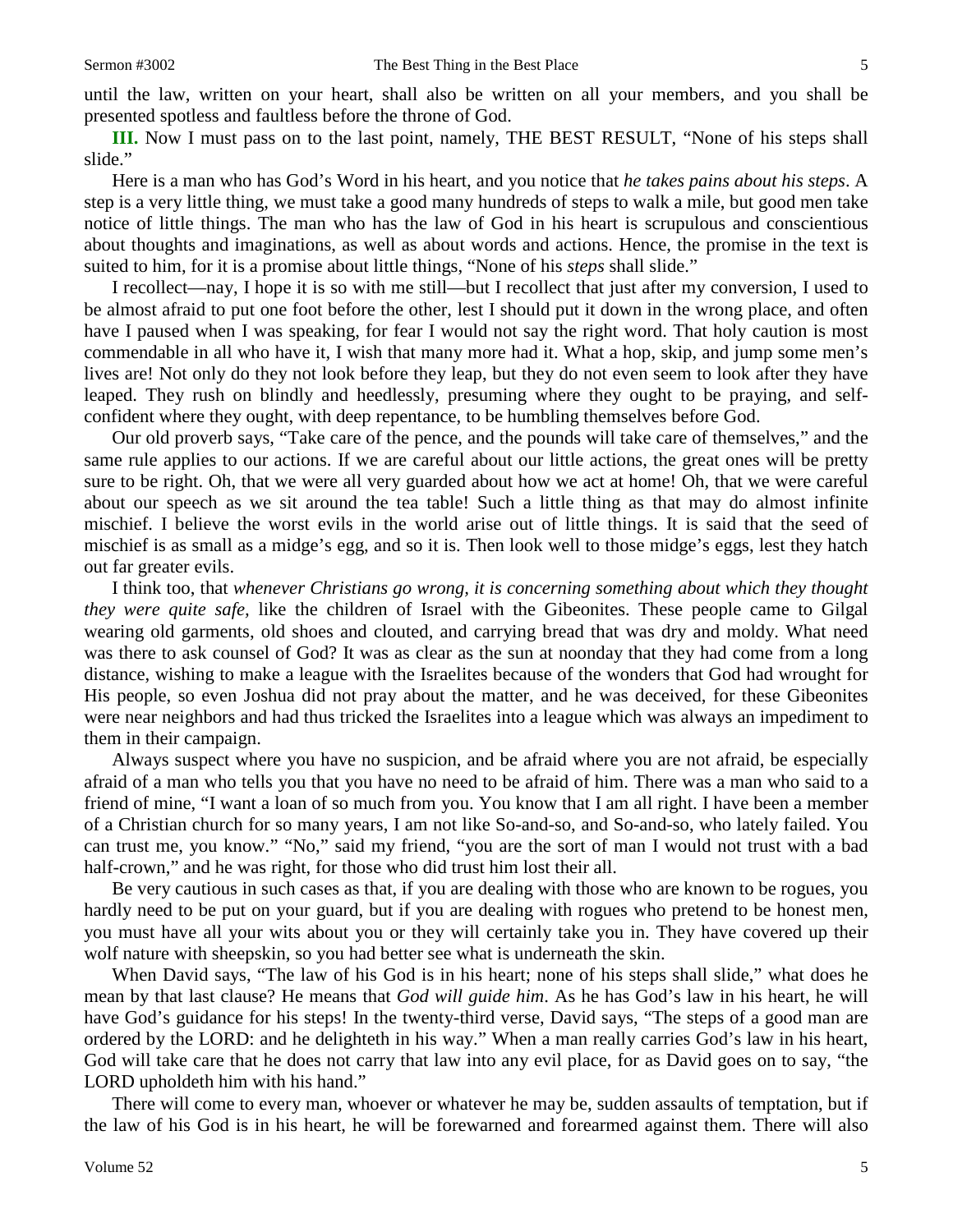until the law, written on your heart, shall also be written on all your members, and you shall be presented spotless and faultless before the throne of God.

**III.** Now I must pass on to the last point, namely, THE BEST RESULT, "None of his steps shall slide."

Here is a man who has God's Word in his heart, and you notice that *he takes pains about his steps*. A step is a very little thing, we must take a good many hundreds of steps to walk a mile, but good men take notice of little things. The man who has the law of God in his heart is scrupulous and conscientious about thoughts and imaginations, as well as about words and actions. Hence, the promise in the text is suited to him, for it is a promise about little things, "None of his *steps* shall slide."

I recollect—nay, I hope it is so with me still—but I recollect that just after my conversion, I used to be almost afraid to put one foot before the other, lest I should put it down in the wrong place, and often have I paused when I was speaking, for fear I would not say the right word. That holy caution is most commendable in all who have it, I wish that many more had it. What a hop, skip, and jump some men's lives are! Not only do they not look before they leap, but they do not even seem to look after they have leaped. They rush on blindly and heedlessly, presuming where they ought to be praying, and self-confident where they ought, with deep repentance, to be humbling themselves before God.

Our old proverb says, "Take care of the pence, and the pounds will take care of themselves," and the same rule applies to our actions. If we are careful about our little actions, the great ones will be pretty sure to be right. Oh, that we were all very guarded about how we act at home! Oh, that we were careful about our speech as we sit around the tea table! Such a little thing as that may do almost infinite mischief. I believe the worst evils in the world arise out of little things. It is said that the seed of mischief is as small as a midge's egg, and so it is. Then look well to those midge's eggs, lest they hatch out far greater evils.

I think too, that *whenever Christians go wrong, it is concerning something about which they thought they were quite safe,* like the children of Israel with the Gibeonites. These people came to Gilgal wearing old garments, old shoes and clouted, and carrying bread that was dry and moldy. What need was there to ask counsel of God? It was as clear as the sun at noonday that they had come from a long distance, wishing to make a league with the Israelites because of the wonders that God had wrought for His people, so even Joshua did not pray about the matter, and he was deceived, for these Gibeonites were near neighbors and had thus tricked the Israelites into a league which was always an impediment to them in their campaign.

Always suspect where you have no suspicion, and be afraid where you are not afraid, be especially afraid of a man who tells you that you have no need to be afraid of him. There was a man who said to a friend of mine, "I want a loan of so much from you. You know that I am all right. I have been a member of a Christian church for so many years, I am not like So-and-so, and So-and-so, who lately failed. You can trust me, you know." "No," said my friend, "you are the sort of man I would not trust with a bad half-crown," and he was right, for those who did trust him lost their all.

Be very cautious in such cases as that, if you are dealing with those who are known to be rogues, you hardly need to be put on your guard, but if you are dealing with rogues who pretend to be honest men, you must have all your wits about you or they will certainly take you in. They have covered up their wolf nature with sheepskin, so you had better see what is underneath the skin.

When David says, "The law of his God is in his heart; none of his steps shall slide," what does he mean by that last clause? He means that *God will guide him*. As he has God's law in his heart, he will have God's guidance for his steps! In the twenty-third verse, David says, "The steps of a good man are ordered by the LORD: and he delighteth in his way." When a man really carries God's law in his heart, God will take care that he does not carry that law into any evil place, for as David goes on to say, "the LORD upholdeth him with his hand."

There will come to every man, whoever or whatever he may be, sudden assaults of temptation, but if the law of his God is in his heart, he will be forewarned and forearmed against them. There will also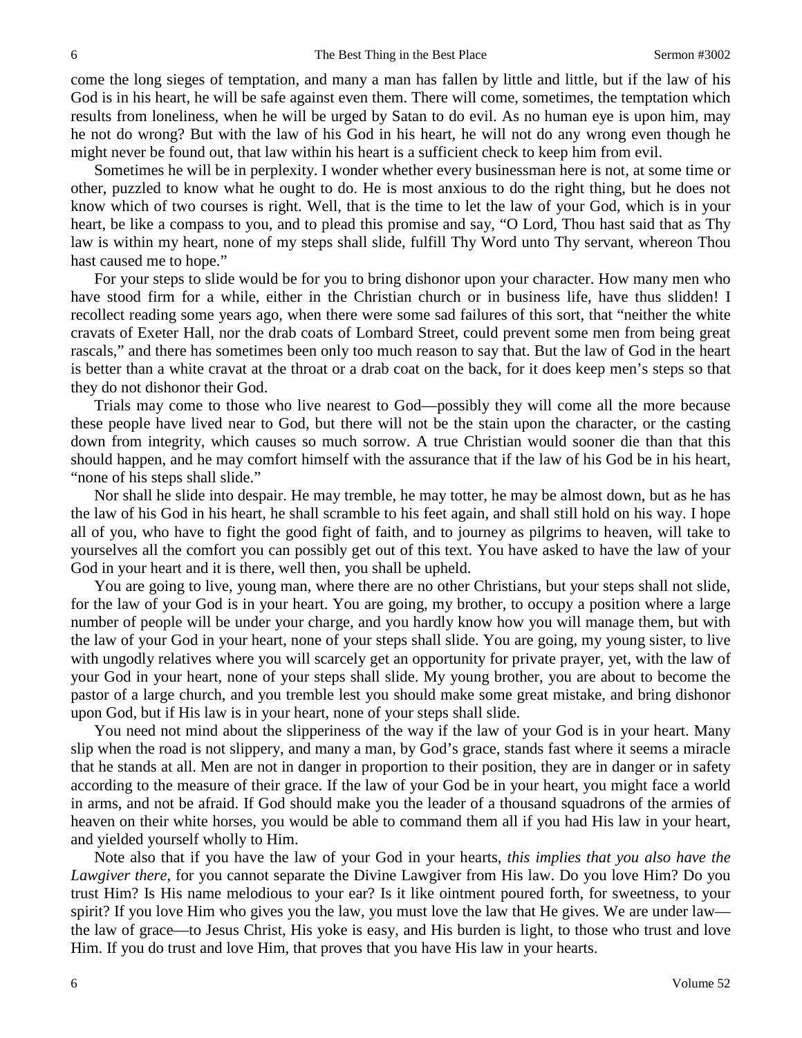come the long sieges of temptation, and many a man has fallen by little and little, but if the law of his God is in his heart, he will be safe against even them. There will come, sometimes, the temptation which results from loneliness, when he will be urged by Satan to do evil. As no human eye is upon him, may he not do wrong? But with the law of his God in his heart, he will not do any wrong even though he might never be found out, that law within his heart is a sufficient check to keep him from evil.

Sometimes he will be in perplexity. I wonder whether every businessman here is not, at some time or other, puzzled to know what he ought to do. He is most anxious to do the right thing, but he does not know which of two courses is right. Well, that is the time to let the law of your God, which is in your heart, be like a compass to you, and to plead this promise and say, "O Lord, Thou hast said that as Thy law is within my heart, none of my steps shall slide, fulfill Thy Word unto Thy servant, whereon Thou hast caused me to hope."

For your steps to slide would be for you to bring dishonor upon your character. How many men who have stood firm for a while, either in the Christian church or in business life, have thus slidden! I recollect reading some years ago, when there were some sad failures of this sort, that "neither the white cravats of Exeter Hall, nor the drab coats of Lombard Street, could prevent some men from being great rascals," and there has sometimes been only too much reason to say that. But the law of God in the heart is better than a white cravat at the throat or a drab coat on the back, for it does keep men's steps so that they do not dishonor their God.

Trials may come to those who live nearest to God—possibly they will come all the more because these people have lived near to God, but there will not be the stain upon the character, or the casting down from integrity, which causes so much sorrow. A true Christian would sooner die than that this should happen, and he may comfort himself with the assurance that if the law of his God be in his heart, "none of his steps shall slide."

Nor shall he slide into despair. He may tremble, he may totter, he may be almost down, but as he has the law of his God in his heart, he shall scramble to his feet again, and shall still hold on his way. I hope all of you, who have to fight the good fight of faith, and to journey as pilgrims to heaven, will take to yourselves all the comfort you can possibly get out of this text. You have asked to have the law of your God in your heart and it is there, well then, you shall be upheld.

You are going to live, young man, where there are no other Christians, but your steps shall not slide, for the law of your God is in your heart. You are going, my brother, to occupy a position where a large number of people will be under your charge, and you hardly know how you will manage them, but with the law of your God in your heart, none of your steps shall slide. You are going, my young sister, to live with ungodly relatives where you will scarcely get an opportunity for private prayer, yet, with the law of your God in your heart, none of your steps shall slide. My young brother, you are about to become the pastor of a large church, and you tremble lest you should make some great mistake, and bring dishonor upon God, but if His law is in your heart, none of your steps shall slide.

You need not mind about the slipperiness of the way if the law of your God is in your heart. Many slip when the road is not slippery, and many a man, by God's grace, stands fast where it seems a miracle that he stands at all. Men are not in danger in proportion to their position, they are in danger or in safety according to the measure of their grace. If the law of your God be in your heart, you might face a world in arms, and not be afraid. If God should make you the leader of a thousand squadrons of the armies of heaven on their white horses, you would be able to command them all if you had His law in your heart, and yielded yourself wholly to Him.

Note also that if you have the law of your God in your hearts, *this implies that you also have the Lawgiver there*, for you cannot separate the Divine Lawgiver from His law. Do you love Him? Do you trust Him? Is His name melodious to your ear? Is it like ointment poured forth, for sweetness, to your spirit? If you love Him who gives you the law, you must love the law that He gives. We are under law—the law of grace—to Jesus Christ, His yoke is easy, and His burden is light, to those who trust and love Him. If you do trust and love Him, that proves that you have His law in your hearts.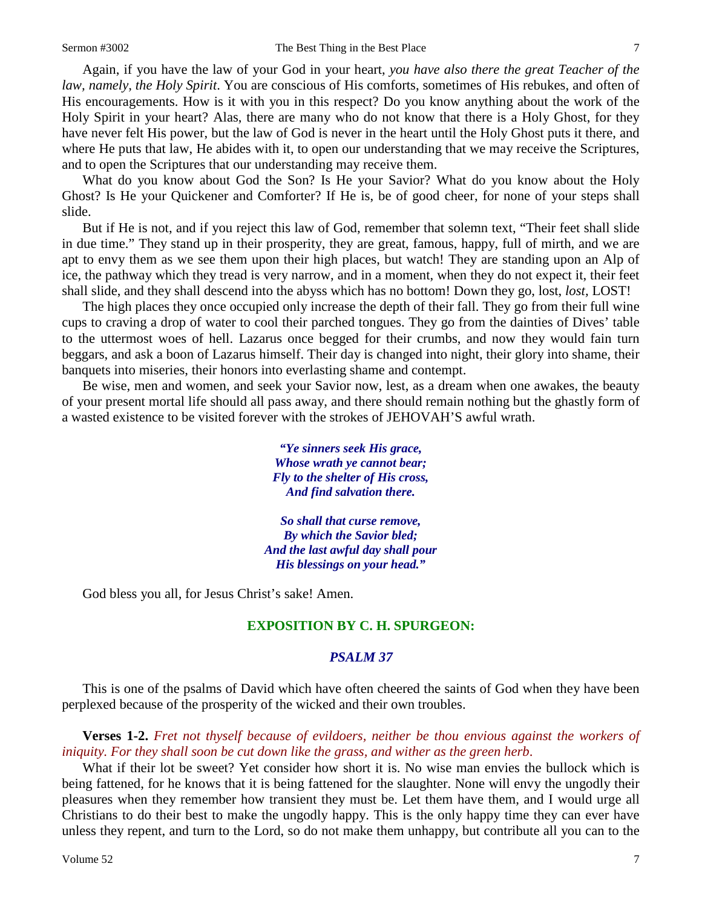Again, if you have the law of your God in your heart, *you have also there the great Teacher of the law, namely, the Holy Spirit*. You are conscious of His comforts, sometimes of His rebukes, and often of His encouragements. How is it with you in this respect? Do you know anything about the work of the Holy Spirit in your heart? Alas, there are many who do not know that there is a Holy Ghost, for they have never felt His power, but the law of God is never in the heart until the Holy Ghost puts it there, and where He puts that law, He abides with it, to open our understanding that we may receive the Scriptures, and to open the Scriptures that our understanding may receive them.

What do you know about God the Son? Is He your Savior? What do you know about the Holy Ghost? Is He your Quickener and Comforter? If He is, be of good cheer, for none of your steps shall slide.

But if He is not, and if you reject this law of God, remember that solemn text, "Their feet shall slide in due time." They stand up in their prosperity, they are great, famous, happy, full of mirth, and we are apt to envy them as we see them upon their high places, but watch! They are standing upon an Alp of ice, the pathway which they tread is very narrow, and in a moment, when they do not expect it, their feet shall slide, and they shall descend into the abyss which has no bottom! Down they go, lost, *lost*, LOST!

The high places they once occupied only increase the depth of their fall. They go from their full wine cups to craving a drop of water to cool their parched tongues. They go from the dainties of Dives' table to the uttermost woes of hell. Lazarus once begged for their crumbs, and now they would fain turn beggars, and ask a boon of Lazarus himself. Their day is changed into night, their glory into shame, their banquets into miseries, their honors into everlasting shame and contempt.

Be wise, men and women, and seek your Savior now, lest, as a dream when one awakes, the beauty of your present mortal life should all pass away, and there should remain nothing but the ghastly form of a wasted existence to be visited forever with the strokes of JEHOVAH'S awful wrath.

> ***"Ye sinners seek His grace,***
> ***Whose wrath ye cannot bear;***
> ***Fly to the shelter of His cross,***
> ***And find salvation there.***
>
> ***So shall that curse remove,***
> ***By which the Savior bled;***
> ***And the last awful day shall pour***
> ***His blessings on your head."***

God bless you all, for Jesus Christ's sake! Amen.

## EXPOSITION BY C. H. SPURGEON:

### *PSALM 37*

This is one of the psalms of David which have often cheered the saints of God when they have been perplexed because of the prosperity of the wicked and their own troubles.

**Verses 1-2.** *Fret not thyself because of evildoers, neither be thou envious against the workers of iniquity. For they shall soon be cut down like the grass, and wither as the green herb.*

What if their lot be sweet? Yet consider how short it is. No wise man envies the bullock which is being fattened, for he knows that it is being fattened for the slaughter. None will envy the ungodly their pleasures when they remember how transient they must be. Let them have them, and I would urge all Christians to do their best to make the ungodly happy. This is the only happy time they can ever have unless they repent, and turn to the Lord, so do not make them unhappy, but contribute all you can to the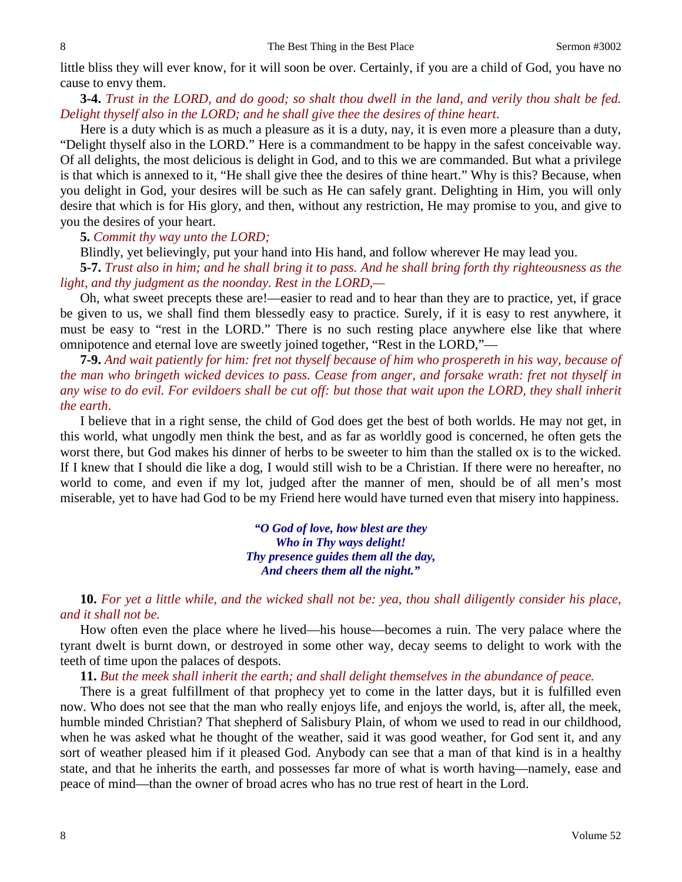little bliss they will ever know, for it will soon be over. Certainly, if you are a child of God, you have no cause to envy them.

**3-4.** *Trust in the LORD, and do good; so shalt thou dwell in the land, and verily thou shalt be fed. Delight thyself also in the LORD; and he shall give thee the desires of thine heart.*

Here is a duty which is as much a pleasure as it is a duty, nay, it is even more a pleasure than a duty, "Delight thyself also in the LORD." Here is a commandment to be happy in the safest conceivable way. Of all delights, the most delicious is delight in God, and to this we are commanded. But what a privilege is that which is annexed to it, "He shall give thee the desires of thine heart." Why is this? Because, when you delight in God, your desires will be such as He can safely grant. Delighting in Him, you will only desire that which is for His glory, and then, without any restriction, He may promise to you, and give to you the desires of your heart.

**5.** *Commit thy way unto the LORD;*

Blindly, yet believingly, put your hand into His hand, and follow wherever He may lead you.

**5-7.** *Trust also in him; and he shall bring it to pass. And he shall bring forth thy righteousness as the light, and thy judgment as the noonday. Rest in the LORD,—*

Oh, what sweet precepts these are!—easier to read and to hear than they are to practice, yet, if grace be given to us, we shall find them blessedly easy to practice. Surely, if it is easy to rest anywhere, it must be easy to "rest in the LORD." There is no such resting place anywhere else like that where omnipotence and eternal love are sweetly joined together, "Rest in the LORD,"—

**7-9.** *And wait patiently for him: fret not thyself because of him who prospereth in his way, because of the man who bringeth wicked devices to pass. Cease from anger, and forsake wrath: fret not thyself in any wise to do evil. For evildoers shall be cut off: but those that wait upon the LORD, they shall inherit the earth.*

I believe that in a right sense, the child of God does get the best of both worlds. He may not get, in this world, what ungodly men think the best, and as far as worldly good is concerned, he often gets the worst there, but God makes his dinner of herbs to be sweeter to him than the stalled ox is to the wicked. If I knew that I should die like a dog, I would still wish to be a Christian. If there were no hereafter, no world to come, and even if my lot, judged after the manner of men, should be of all men's most miserable, yet to have had God to be my Friend here would have turned even that misery into happiness.

> ***"O God of love, how blest are they***
> ***Who in Thy ways delight!***
> ***Thy presence guides them all the day,***
> ***And cheers them all the night."***

**10.** *For yet a little while, and the wicked shall not be: yea, thou shall diligently consider his place, and it shall not be.*

How often even the place where he lived—his house—becomes a ruin. The very palace where the tyrant dwelt is burnt down, or destroyed in some other way, decay seems to delight to work with the teeth of time upon the palaces of despots.

**11.** *But the meek shall inherit the earth; and shall delight themselves in the abundance of peace.*

There is a great fulfillment of that prophecy yet to come in the latter days, but it is fulfilled even now. Who does not see that the man who really enjoys life, and enjoys the world, is, after all, the meek, humble minded Christian? That shepherd of Salisbury Plain, of whom we used to read in our childhood, when he was asked what he thought of the weather, said it was good weather, for God sent it, and any sort of weather pleased him if it pleased God. Anybody can see that a man of that kind is in a healthy state, and that he inherits the earth, and possesses far more of what is worth having—namely, ease and peace of mind—than the owner of broad acres who has no true rest of heart in the Lord.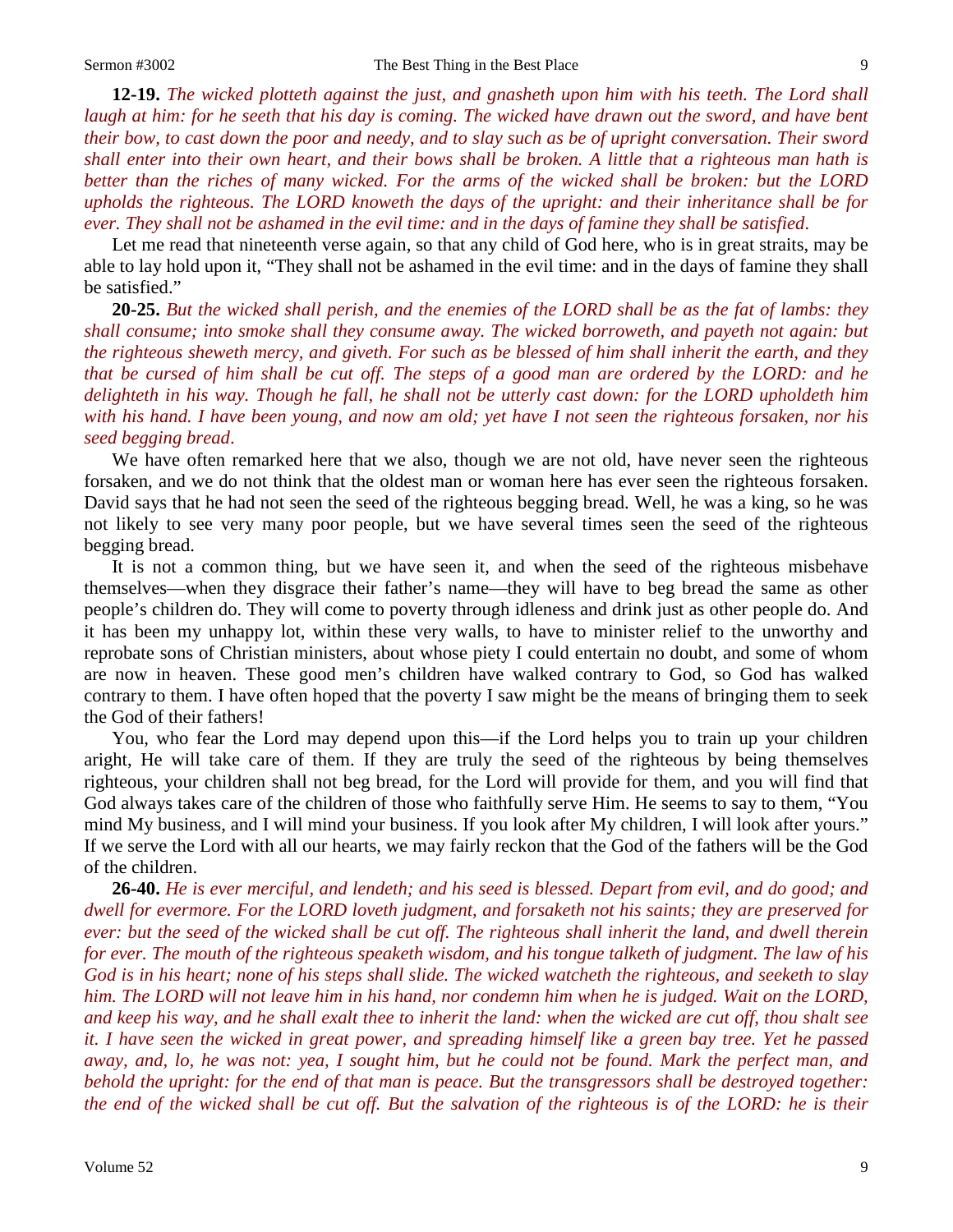**12-19.** *The wicked plotteth against the just, and gnasheth upon him with his teeth. The Lord shall laugh at him: for he seeth that his day is coming. The wicked have drawn out the sword, and have bent their bow, to cast down the poor and needy, and to slay such as be of upright conversation. Their sword shall enter into their own heart, and their bows shall be broken. A little that a righteous man hath is better than the riches of many wicked. For the arms of the wicked shall be broken: but the LORD upholds the righteous. The LORD knoweth the days of the upright: and their inheritance shall be for ever. They shall not be ashamed in the evil time: and in the days of famine they shall be satisfied*.

Let me read that nineteenth verse again, so that any child of God here, who is in great straits, may be able to lay hold upon it, "They shall not be ashamed in the evil time: and in the days of famine they shall be satisfied."

**20-25.** *But the wicked shall perish, and the enemies of the LORD shall be as the fat of lambs: they shall consume; into smoke shall they consume away. The wicked borroweth, and payeth not again: but the righteous sheweth mercy, and giveth. For such as be blessed of him shall inherit the earth, and they that be cursed of him shall be cut off. The steps of a good man are ordered by the LORD: and he delighteth in his way. Though he fall, he shall not be utterly cast down: for the LORD upholdeth him with his hand. I have been young, and now am old; yet have I not seen the righteous forsaken, nor his seed begging bread*.

We have often remarked here that we also, though we are not old, have never seen the righteous forsaken, and we do not think that the oldest man or woman here has ever seen the righteous forsaken. David says that he had not seen the seed of the righteous begging bread. Well, he was a king, so he was not likely to see very many poor people, but we have several times seen the seed of the righteous begging bread.

It is not a common thing, but we have seen it, and when the seed of the righteous misbehave themselves—when they disgrace their father's name—they will have to beg bread the same as other people's children do. They will come to poverty through idleness and drink just as other people do. And it has been my unhappy lot, within these very walls, to have to minister relief to the unworthy and reprobate sons of Christian ministers, about whose piety I could entertain no doubt, and some of whom are now in heaven. These good men's children have walked contrary to God, so God has walked contrary to them. I have often hoped that the poverty I saw might be the means of bringing them to seek the God of their fathers!

You, who fear the Lord may depend upon this—if the Lord helps you to train up your children aright, He will take care of them. If they are truly the seed of the righteous by being themselves righteous, your children shall not beg bread, for the Lord will provide for them, and you will find that God always takes care of the children of those who faithfully serve Him. He seems to say to them, "You mind My business, and I will mind your business. If you look after My children, I will look after yours." If we serve the Lord with all our hearts, we may fairly reckon that the God of the fathers will be the God of the children.

**26-40.** *He is ever merciful, and lendeth; and his seed is blessed. Depart from evil, and do good; and dwell for evermore. For the LORD loveth judgment, and forsaketh not his saints; they are preserved for ever: but the seed of the wicked shall be cut off. The righteous shall inherit the land, and dwell therein for ever. The mouth of the righteous speaketh wisdom, and his tongue talketh of judgment. The law of his God is in his heart; none of his steps shall slide. The wicked watcheth the righteous, and seeketh to slay him. The LORD will not leave him in his hand, nor condemn him when he is judged. Wait on the LORD, and keep his way, and he shall exalt thee to inherit the land: when the wicked are cut off, thou shalt see it. I have seen the wicked in great power, and spreading himself like a green bay tree. Yet he passed away, and, lo, he was not: yea, I sought him, but he could not be found. Mark the perfect man, and behold the upright: for the end of that man is peace. But the transgressors shall be destroyed together: the end of the wicked shall be cut off. But the salvation of the righteous is of the LORD: he is their*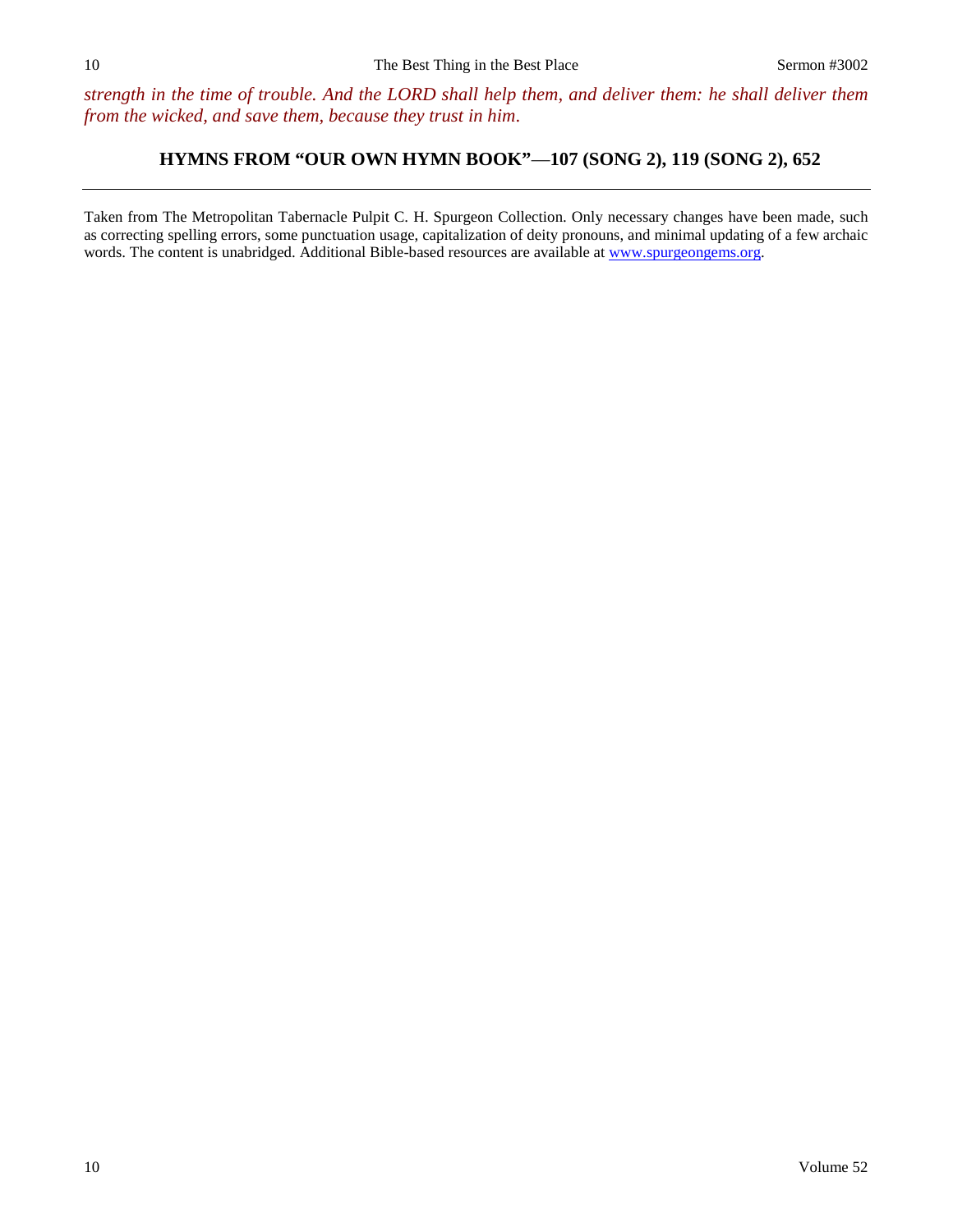*strength in the time of trouble. And the LORD shall help them, and deliver them: he shall deliver them from the wicked, and save them, because they trust in him.*

## HYMNS FROM "OUR OWN HYMN BOOK"—107 (SONG 2), 119 (SONG 2), 652

---

Taken from The Metropolitan Tabernacle Pulpit C. H. Spurgeon Collection. Only necessary changes have been made, such as correcting spelling errors, some punctuation usage, capitalization of deity pronouns, and minimal updating of a few archaic words. The content is unabridged. Additional Bible-based resources are available at www.spurgeongems.org.